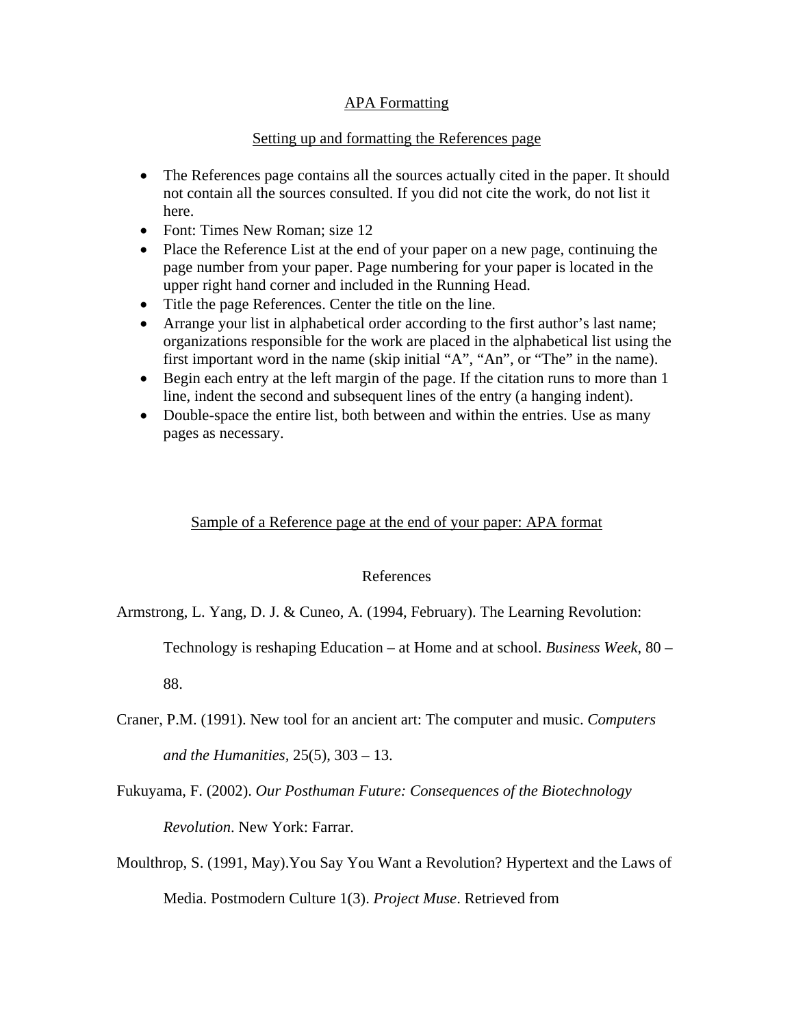# APA Formatting

## Setting up and formatting the References page

- The References page contains all the sources actually cited in the paper. It should not contain all the sources consulted. If you did not cite the work, do not list it here.
- Font: Times New Roman; size 12
- Place the Reference List at the end of your paper on a new page, continuing the page number from your paper. Page numbering for your paper is located in the upper right hand corner and included in the Running Head.
- Title the page References. Center the title on the line.
- Arrange your list in alphabetical order according to the first author's last name; organizations responsible for the work are placed in the alphabetical list using the first important word in the name (skip initial "A", "An", or "The" in the name).
- Begin each entry at the left margin of the page. If the citation runs to more than 1 line, indent the second and subsequent lines of the entry (a hanging indent).
- Double-space the entire list, both between and within the entries. Use as many pages as necessary.

## Sample of a Reference page at the end of your paper: APA format

References

Armstrong, L. Yang, D. J. & Cuneo, A. (1994, February). The Learning Revolution: Technology is reshaping Education – at Home and at school. *Business Week*, 80 – 88.

Craner, P.M. (1991). New tool for an ancient art: The computer and music. *Computers and the Humanities*, 25(5), 303 – 13.

Fukuyama, F. (2002). *Our Posthuman Future: Consequences of the Biotechnology Revolution*. New York: Farrar.

Moulthrop, S. (1991, May).You Say You Want a Revolution? Hypertext and the Laws of Media. Postmodern Culture 1(3). *Project Muse*. Retrieved from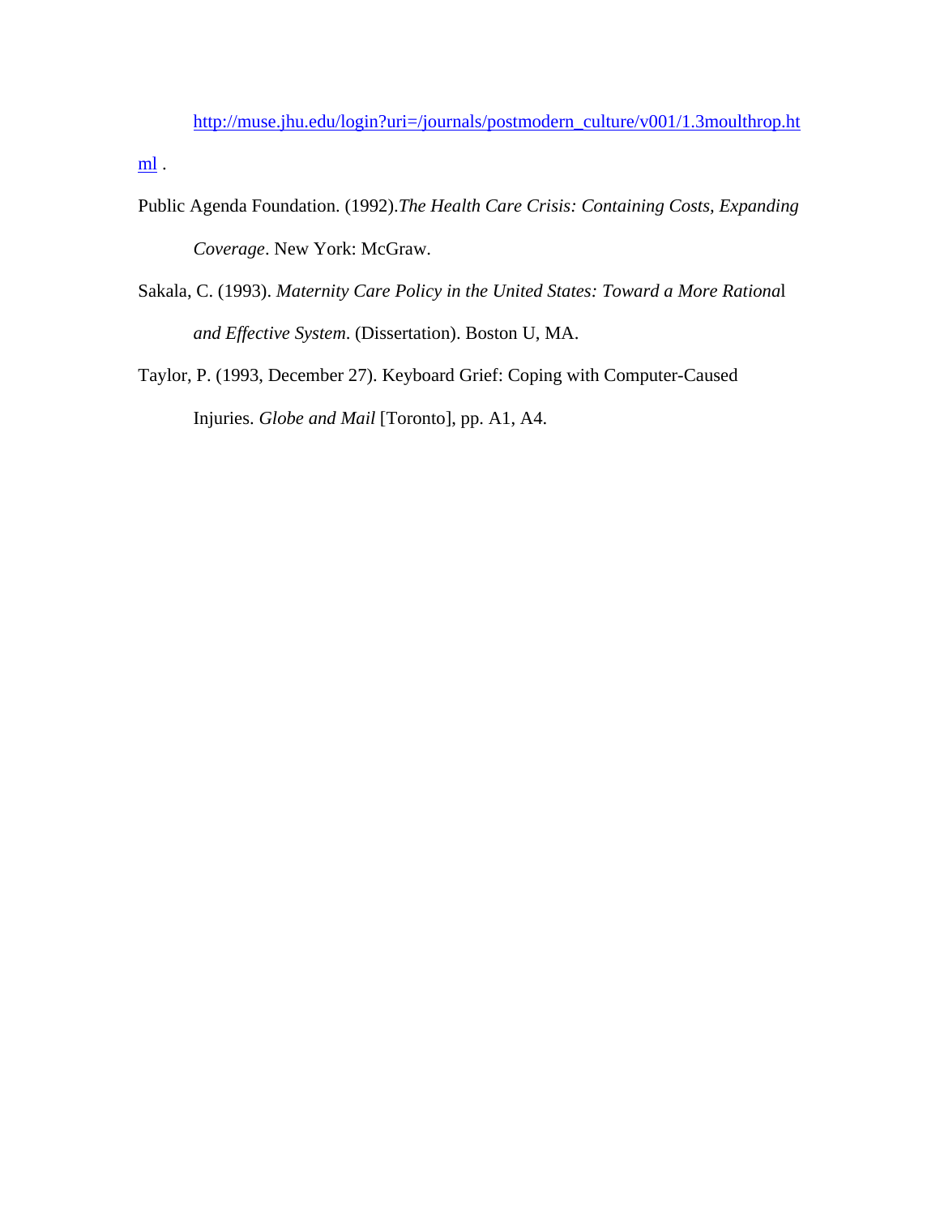http://muse.jhu.edu/login?uri=/journals/postmodern_culture/v001/1.3moulthrop.html .

Public Agenda Foundation. (1992).*The Health Care Crisis: Containing Costs, Expanding Coverage*. New York: McGraw.

Sakala, C. (1993). *Maternity Care Policy in the United States: Toward a More Rational and Effective System*. (Dissertation). Boston U, MA.

Taylor, P. (1993, December 27). Keyboard Grief: Coping with Computer-Caused Injuries. *Globe and Mail* [Toronto], pp. A1, A4.